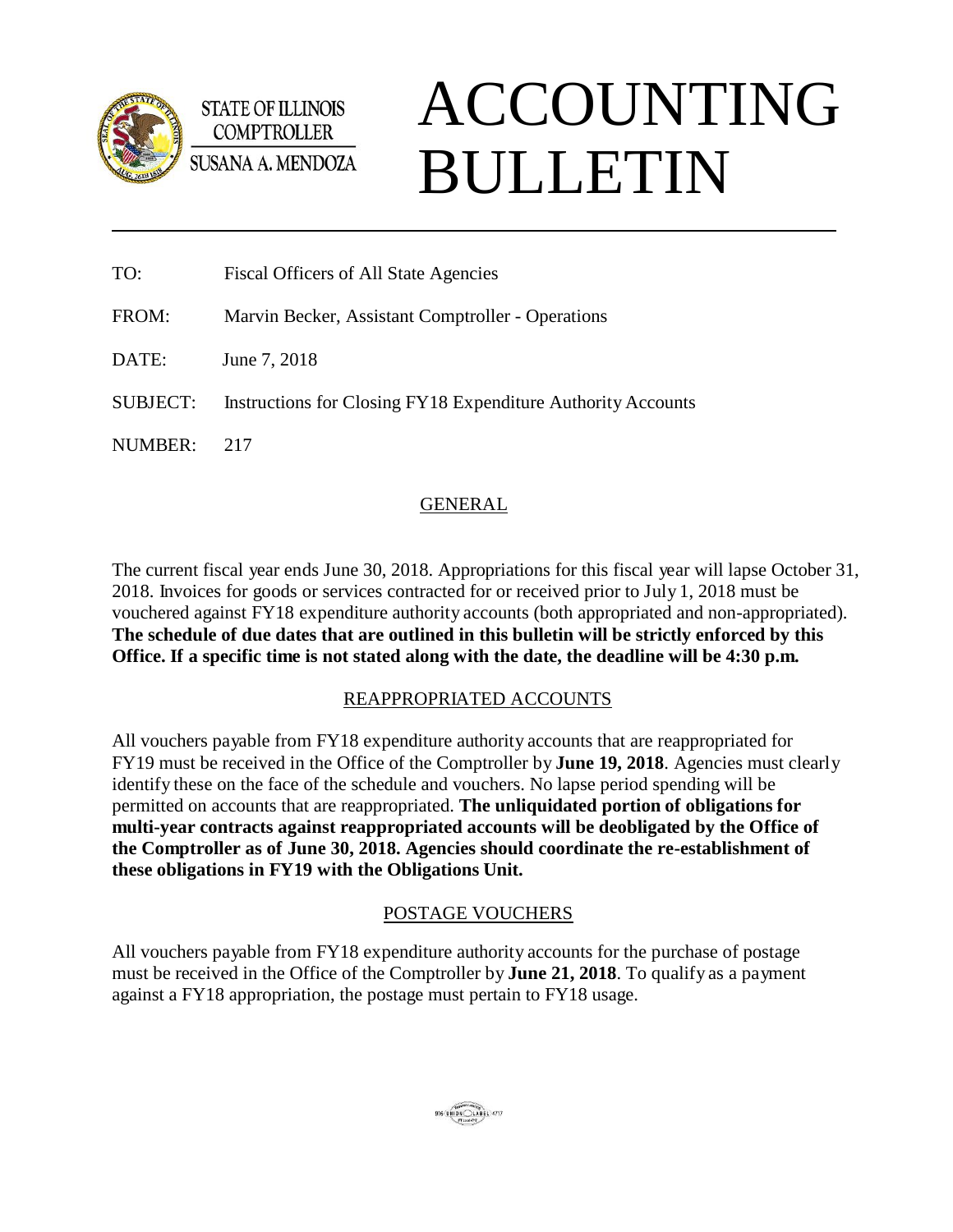STATE OF ILLINOIS
COMPTROLLER
SUSANA A. MENDOZA

# ACCOUNTING BULLETIN

TO: Fiscal Officers of All State Agencies

FROM: Marvin Becker, Assistant Comptroller - Operations

DATE: June 7, 2018

SUBJECT: Instructions for Closing FY18 Expenditure Authority Accounts

NUMBER: 217

## GENERAL

The current fiscal year ends June 30, 2018. Appropriations for this fiscal year will lapse October 31, 2018. Invoices for goods or services contracted for or received prior to July 1, 2018 must be vouchered against FY18 expenditure authority accounts (both appropriated and non-appropriated). **The schedule of due dates that are outlined in this bulletin will be strictly enforced by this Office. If a specific time is not stated along with the date, the deadline will be 4:30 p.m.**

## REAPPROPRIATED ACCOUNTS

All vouchers payable from FY18 expenditure authority accounts that are reappropriated for FY19 must be received in the Office of the Comptroller by **June 19, 2018**. Agencies must clearly identify these on the face of the schedule and vouchers. No lapse period spending will be permitted on accounts that are reappropriated. **The unliquidated portion of obligations for multi-year contracts against reappropriated accounts will be deobligated by the Office of the Comptroller as of June 30, 2018. Agencies should coordinate the re-establishment of these obligations in FY19 with the Obligations Unit.**

## POSTAGE VOUCHERS

All vouchers payable from FY18 expenditure authority accounts for the purchase of postage must be received in the Office of the Comptroller by **June 21, 2018**. To qualify as a payment against a FY18 appropriation, the postage must pertain to FY18 usage.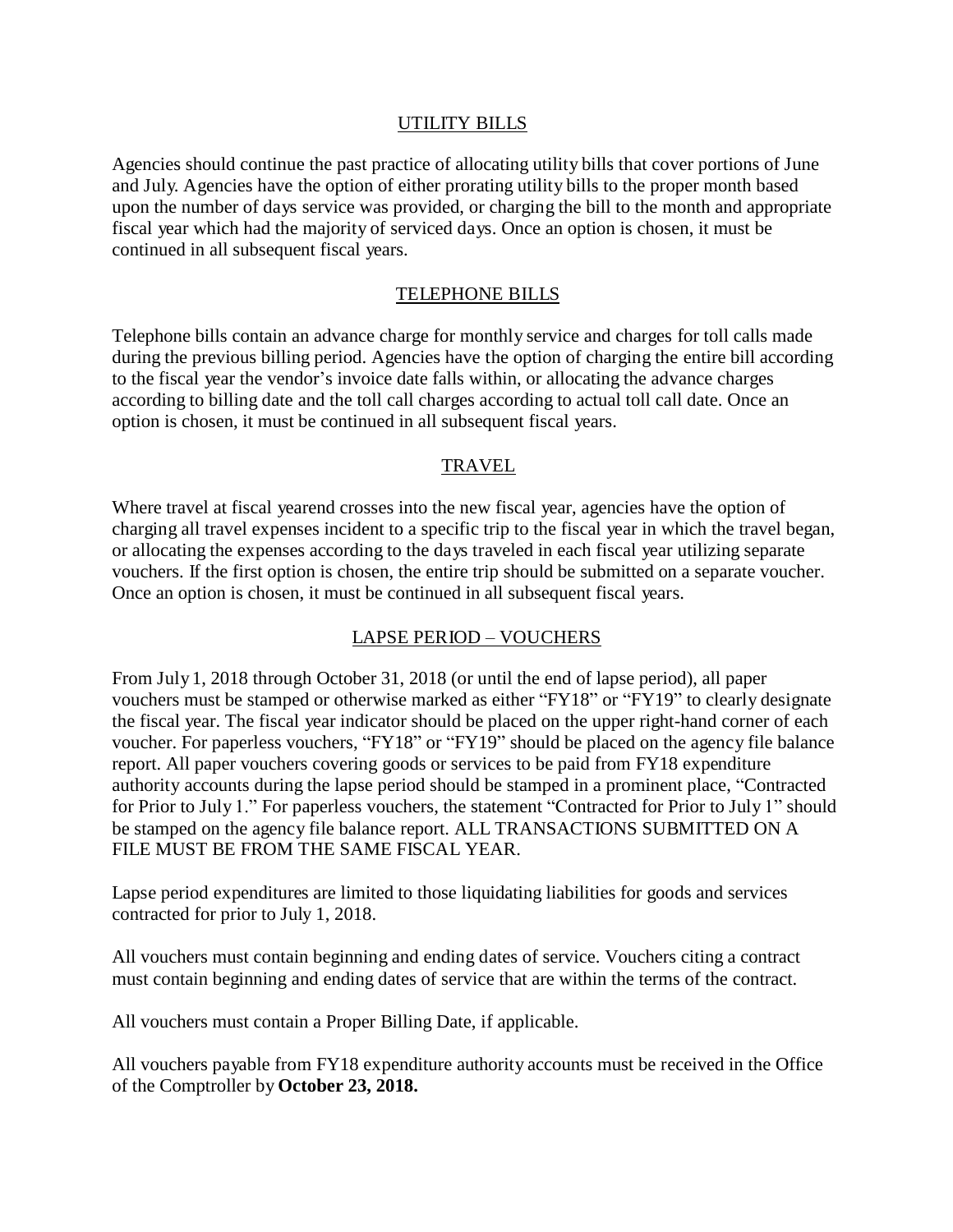## UTILITY BILLS

Agencies should continue the past practice of allocating utility bills that cover portions of June and July. Agencies have the option of either prorating utility bills to the proper month based upon the number of days service was provided, or charging the bill to the month and appropriate fiscal year which had the majority of serviced days. Once an option is chosen, it must be continued in all subsequent fiscal years.

## TELEPHONE BILLS

Telephone bills contain an advance charge for monthly service and charges for toll calls made during the previous billing period. Agencies have the option of charging the entire bill according to the fiscal year the vendor's invoice date falls within, or allocating the advance charges according to billing date and the toll call charges according to actual toll call date. Once an option is chosen, it must be continued in all subsequent fiscal years.

## TRAVEL

Where travel at fiscal yearend crosses into the new fiscal year, agencies have the option of charging all travel expenses incident to a specific trip to the fiscal year in which the travel began, or allocating the expenses according to the days traveled in each fiscal year utilizing separate vouchers. If the first option is chosen, the entire trip should be submitted on a separate voucher. Once an option is chosen, it must be continued in all subsequent fiscal years.

## LAPSE PERIOD – VOUCHERS

From July 1, 2018 through October 31, 2018 (or until the end of lapse period), all paper vouchers must be stamped or otherwise marked as either "FY18" or "FY19" to clearly designate the fiscal year. The fiscal year indicator should be placed on the upper right-hand corner of each voucher. For paperless vouchers, "FY18" or "FY19" should be placed on the agency file balance report. All paper vouchers covering goods or services to be paid from FY18 expenditure authority accounts during the lapse period should be stamped in a prominent place, "Contracted for Prior to July 1." For paperless vouchers, the statement "Contracted for Prior to July 1" should be stamped on the agency file balance report. ALL TRANSACTIONS SUBMITTED ON A FILE MUST BE FROM THE SAME FISCAL YEAR.

Lapse period expenditures are limited to those liquidating liabilities for goods and services contracted for prior to July 1, 2018.

All vouchers must contain beginning and ending dates of service. Vouchers citing a contract must contain beginning and ending dates of service that are within the terms of the contract.

All vouchers must contain a Proper Billing Date, if applicable.

All vouchers payable from FY18 expenditure authority accounts must be received in the Office of the Comptroller by **October 23, 2018.**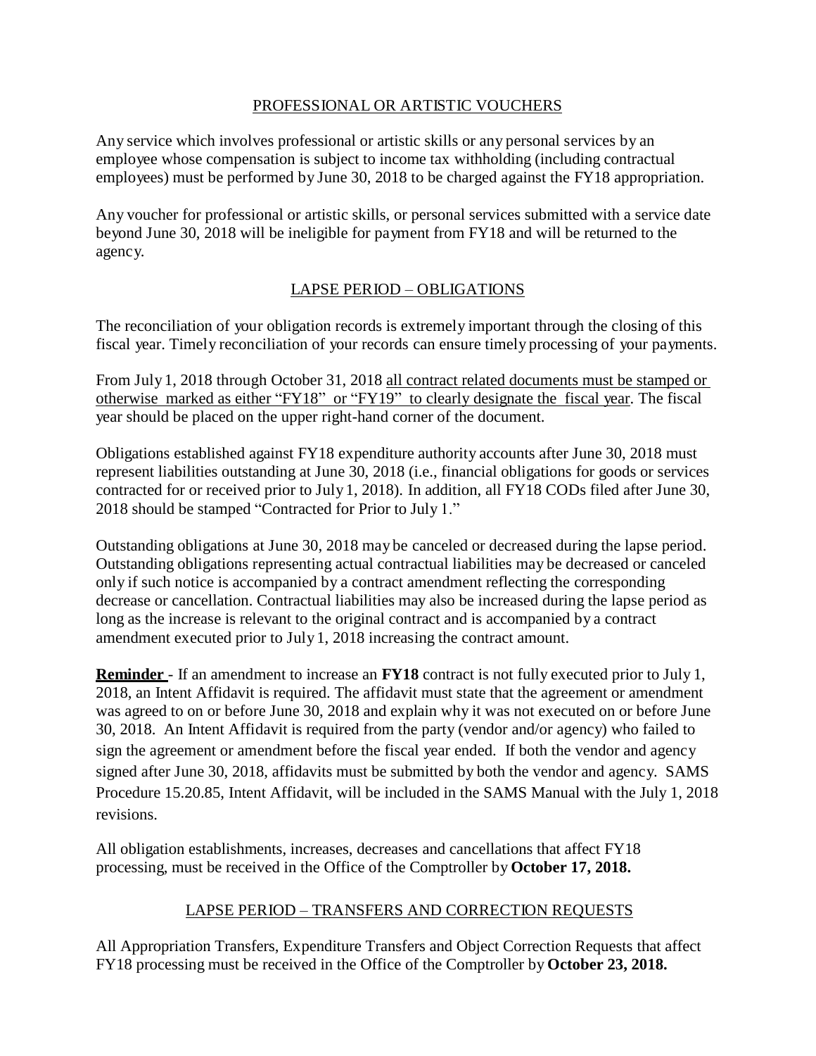## PROFESSIONAL OR ARTISTIC VOUCHERS

Any service which involves professional or artistic skills or any personal services by an employee whose compensation is subject to income tax withholding (including contractual employees) must be performed by June 30, 2018 to be charged against the FY18 appropriation.

Any voucher for professional or artistic skills, or personal services submitted with a service date beyond June 30, 2018 will be ineligible for payment from FY18 and will be returned to the agency.

## LAPSE PERIOD – OBLIGATIONS

The reconciliation of your obligation records is extremely important through the closing of this fiscal year. Timely reconciliation of your records can ensure timely processing of your payments.

From July 1, 2018 through October 31, 2018 all contract related documents must be stamped or otherwise marked as either "FY18" or "FY19" to clearly designate the fiscal year. The fiscal year should be placed on the upper right-hand corner of the document.

Obligations established against FY18 expenditure authority accounts after June 30, 2018 must represent liabilities outstanding at June 30, 2018 (i.e., financial obligations for goods or services contracted for or received prior to July 1, 2018). In addition, all FY18 CODs filed after June 30, 2018 should be stamped "Contracted for Prior to July 1."

Outstanding obligations at June 30, 2018 may be canceled or decreased during the lapse period. Outstanding obligations representing actual contractual liabilities may be decreased or canceled only if such notice is accompanied by a contract amendment reflecting the corresponding decrease or cancellation. Contractual liabilities may also be increased during the lapse period as long as the increase is relevant to the original contract and is accompanied by a contract amendment executed prior to July 1, 2018 increasing the contract amount.

**Reminder** - If an amendment to increase an **FY18** contract is not fully executed prior to July 1, 2018, an Intent Affidavit is required. The affidavit must state that the agreement or amendment was agreed to on or before June 30, 2018 and explain why it was not executed on or before June 30, 2018. An Intent Affidavit is required from the party (vendor and/or agency) who failed to sign the agreement or amendment before the fiscal year ended. If both the vendor and agency signed after June 30, 2018, affidavits must be submitted by both the vendor and agency. SAMS Procedure 15.20.85, Intent Affidavit, will be included in the SAMS Manual with the July 1, 2018 revisions.

All obligation establishments, increases, decreases and cancellations that affect FY18 processing, must be received in the Office of the Comptroller by **October 17, 2018.**

## LAPSE PERIOD – TRANSFERS AND CORRECTION REQUESTS

All Appropriation Transfers, Expenditure Transfers and Object Correction Requests that affect FY18 processing must be received in the Office of the Comptroller by **October 23, 2018.**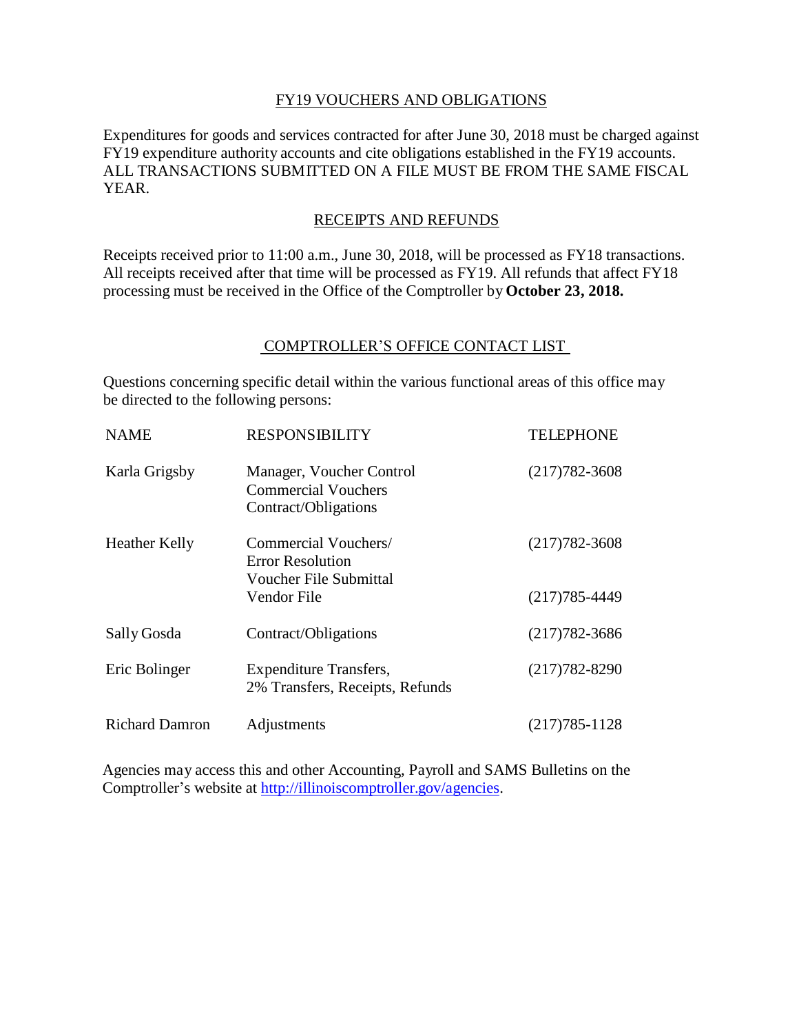## FY19 VOUCHERS AND OBLIGATIONS

Expenditures for goods and services contracted for after June 30, 2018 must be charged against FY19 expenditure authority accounts and cite obligations established in the FY19 accounts. ALL TRANSACTIONS SUBMITTED ON A FILE MUST BE FROM THE SAME FISCAL YEAR.

## RECEIPTS AND REFUNDS

Receipts received prior to 11:00 a.m., June 30, 2018, will be processed as FY18 transactions. All receipts received after that time will be processed as FY19. All refunds that affect FY18 processing must be received in the Office of the Comptroller by **October 23, 2018.**

## COMPTROLLER'S OFFICE CONTACT LIST

Questions concerning specific detail within the various functional areas of this office may be directed to the following persons:

| NAME | RESPONSIBILITY | TELEPHONE |
|---|---|---|
| Karla Grigsby | Manager, Voucher Control<br>Commercial Vouchers<br>Contract/Obligations | (217)782-3608 |
| Heather Kelly | Commercial Vouchers/<br>Error Resolution<br>Voucher File Submittal | (217)782-3608 |
| | Vendor File | (217)785-4449 |
| Sally Gosda | Contract/Obligations | (217)782-3686 |
| Eric Bolinger | Expenditure Transfers,<br>2% Transfers, Receipts, Refunds | (217)782-8290 |
| Richard Damron | Adjustments | (217)785-1128 |

Agencies may access this and other Accounting, Payroll and SAMS Bulletins on the Comptroller's website at http://illinoiscomptroller.gov/agencies.